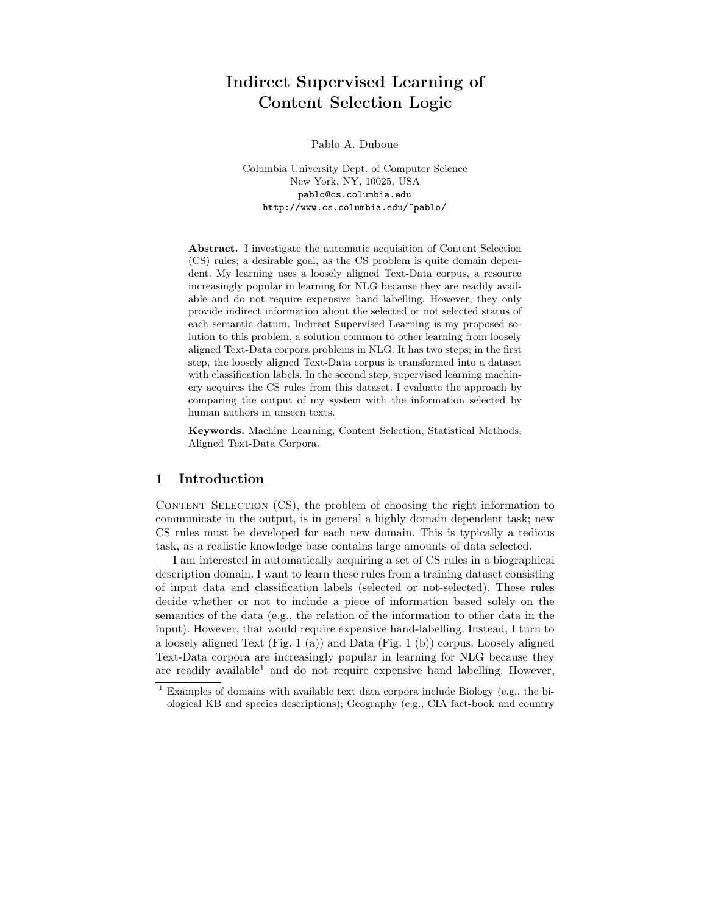# Indirect Supervised Learning of Content Selection Logic

Pablo A. Duboue

Columbia University Dept. of Computer Science
New York, NY, 10025, USA
pablo@cs.columbia.edu
http://www.cs.columbia.edu/~pablo/

**Abstract.** I investigate the automatic acquisition of Content Selection (CS) rules; a desirable goal, as the CS problem is quite domain dependent. My learning uses a loosely aligned Text-Data corpus, a resource increasingly popular in learning for NLG because they are readily available and do not require expensive hand labelling. However, they only provide indirect information about the selected or not selected status of each semantic datum. Indirect Supervised Learning is my proposed solution to this problem, a solution common to other learning from loosely aligned Text-Data corpora problems in NLG. It has two steps; in the first step, the loosely aligned Text-Data corpus is transformed into a dataset with classification labels. In the second step, supervised learning machinery acquires the CS rules from this dataset. I evaluate the approach by comparing the output of my system with the information selected by human authors in unseen texts.

**Keywords.** Machine Learning, Content Selection, Statistical Methods, Aligned Text-Data Corpora.

## 1 Introduction

Content Selection (CS), the problem of choosing the right information to communicate in the output, is in general a highly domain dependent task; new CS rules must be developed for each new domain. This is typically a tedious task, as a realistic knowledge base contains large amounts of data selected.

I am interested in automatically acquiring a set of CS rules in a biographical description domain. I want to learn these rules from a training dataset consisting of input data and classification labels (selected or not-selected). These rules decide whether or not to include a piece of information based solely on the semantics of the data (e.g., the relation of the information to other data in the input). However, that would require expensive hand-labelling. Instead, I turn to a loosely aligned Text (Fig. 1 (a)) and Data (Fig. 1 (b)) corpus. Loosely aligned Text-Data corpora are increasingly popular in learning for NLG because they are readily available[1] and do not require expensive hand labelling. However,

[1] Examples of domains with available text data corpora include Biology (e.g., the biological KB and species descriptions); Geography (e.g., CIA fact-book and country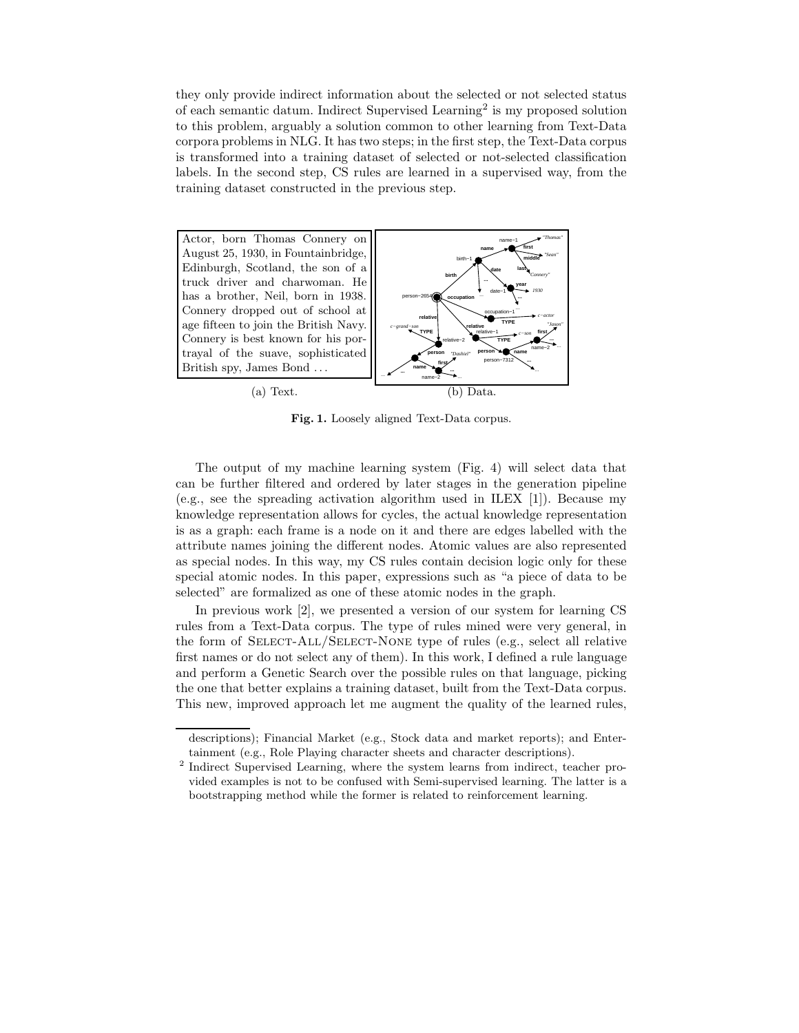they only provide indirect information about the selected or not selected status of each semantic datum. Indirect Supervised Learning[2] is my proposed solution to this problem, arguably a solution common to other learning from Text-Data corpora problems in NLG. It has two steps; in the first step, the Text-Data corpus is transformed into a training dataset of selected or not-selected classification labels. In the second step, CS rules are learned in a supervised way, from the training dataset constructed in the previous step.

Actor, born Thomas Connery on August 25, 1930, in Fountainbridge, Edinburgh, Scotland, the son of a truck driver and charwoman. He has a brother, Neil, born in 1938. Connery dropped out of school at age fifteen to join the British Navy. Connery is best known for his portrayal of the suave, sophisticated British spy, James Bond . . .

(a) Text. (b) Data.

**Fig. 1.** Loosely aligned Text-Data corpus.

The output of my machine learning system (Fig. 4) will select data that can be further filtered and ordered by later stages in the generation pipeline (e.g., see the spreading activation algorithm used in ILEX [1]). Because my knowledge representation allows for cycles, the actual knowledge representation is as a graph: each frame is a node on it and there are edges labelled with the attribute names joining the different nodes. Atomic values are also represented as special nodes. In this way, my CS rules contain decision logic only for these special atomic nodes. In this paper, expressions such as "a piece of data to be selected" are formalized as one of these atomic nodes in the graph.

In previous work [2], we presented a version of our system for learning CS rules from a Text-Data corpus. The type of rules mined were very general, in the form of Select-All/Select-None type of rules (e.g., select all relative first names or do not select any of them). In this work, I defined a rule language and perform a Genetic Search over the possible rules on that language, picking the one that better explains a training dataset, built from the Text-Data corpus. This new, improved approach let me augment the quality of the learned rules,

descriptions); Financial Market (e.g., Stock data and market reports); and Entertainment (e.g., Role Playing character sheets and character descriptions).

[2] Indirect Supervised Learning, where the system learns from indirect, teacher provided examples is not to be confused with Semi-supervised learning. The latter is a bootstrapping method while the former is related to reinforcement learning.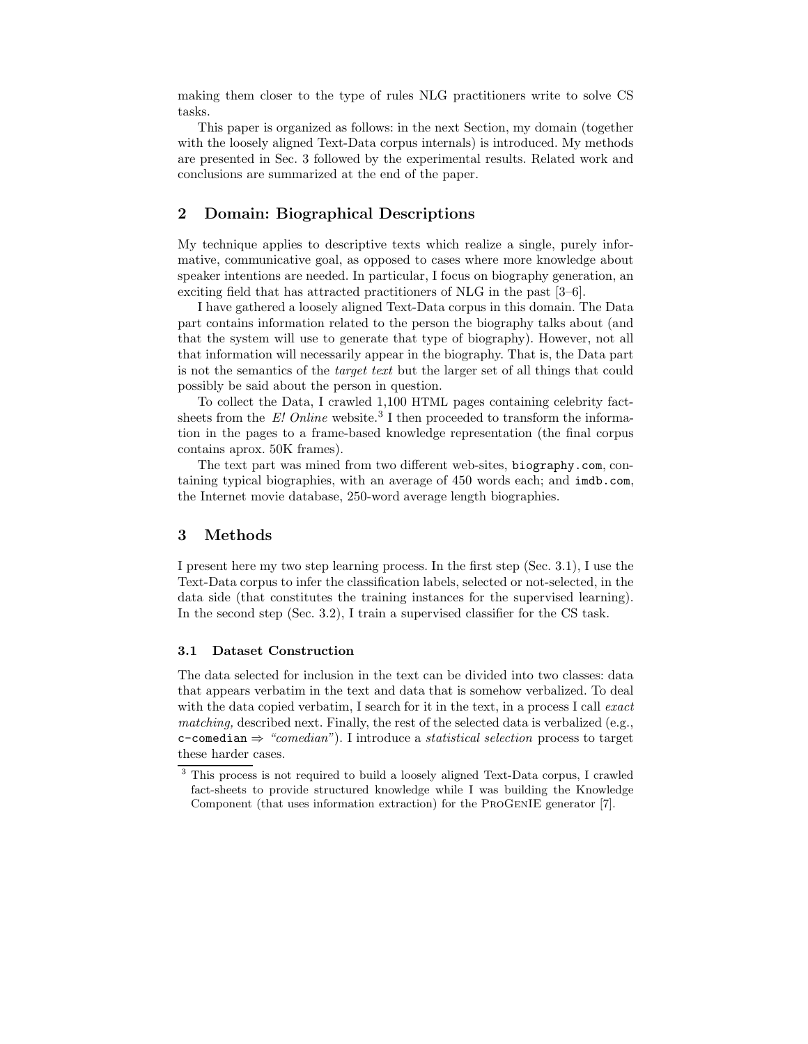making them closer to the type of rules NLG practitioners write to solve CS tasks.

This paper is organized as follows: in the next Section, my domain (together with the loosely aligned Text-Data corpus internals) is introduced. My methods are presented in Sec. 3 followed by the experimental results. Related work and conclusions are summarized at the end of the paper.

## 2 Domain: Biographical Descriptions

My technique applies to descriptive texts which realize a single, purely informative, communicative goal, as opposed to cases where more knowledge about speaker intentions are needed. In particular, I focus on biography generation, an exciting field that has attracted practitioners of NLG in the past [3–6].

I have gathered a loosely aligned Text-Data corpus in this domain. The Data part contains information related to the person the biography talks about (and that the system will use to generate that type of biography). However, not all that information will necessarily appear in the biography. That is, the Data part is not the semantics of the *target text* but the larger set of all things that could possibly be said about the person in question.

To collect the Data, I crawled 1,100 HTML pages containing celebrity fact-sheets from the *E! Online* website.[3] I then proceeded to transform the information in the pages to a frame-based knowledge representation (the final corpus contains aprox. 50K frames).

The text part was mined from two different web-sites, `biography.com`, containing typical biographies, with an average of 450 words each; and `imdb.com`, the Internet movie database, 250-word average length biographies.

## 3 Methods

I present here my two step learning process. In the first step (Sec. 3.1), I use the Text-Data corpus to infer the classification labels, selected or not-selected, in the data side (that constitutes the training instances for the supervised learning). In the second step (Sec. 3.2), I train a supervised classifier for the CS task.

### 3.1 Dataset Construction

The data selected for inclusion in the text can be divided into two classes: data that appears verbatim in the text and data that is somehow verbalized. To deal with the data copied verbatim, I search for it in the text, in a process I call *exact matching,* described next. Finally, the rest of the selected data is verbalized (e.g., `c-comedian` ⇒ *"comedian"*). I introduce a *statistical selection* process to target these harder cases.

[3] This process is not required to build a loosely aligned Text-Data corpus, I crawled fact-sheets to provide structured knowledge while I was building the Knowledge Component (that uses information extraction) for the ProGenIE generator [7].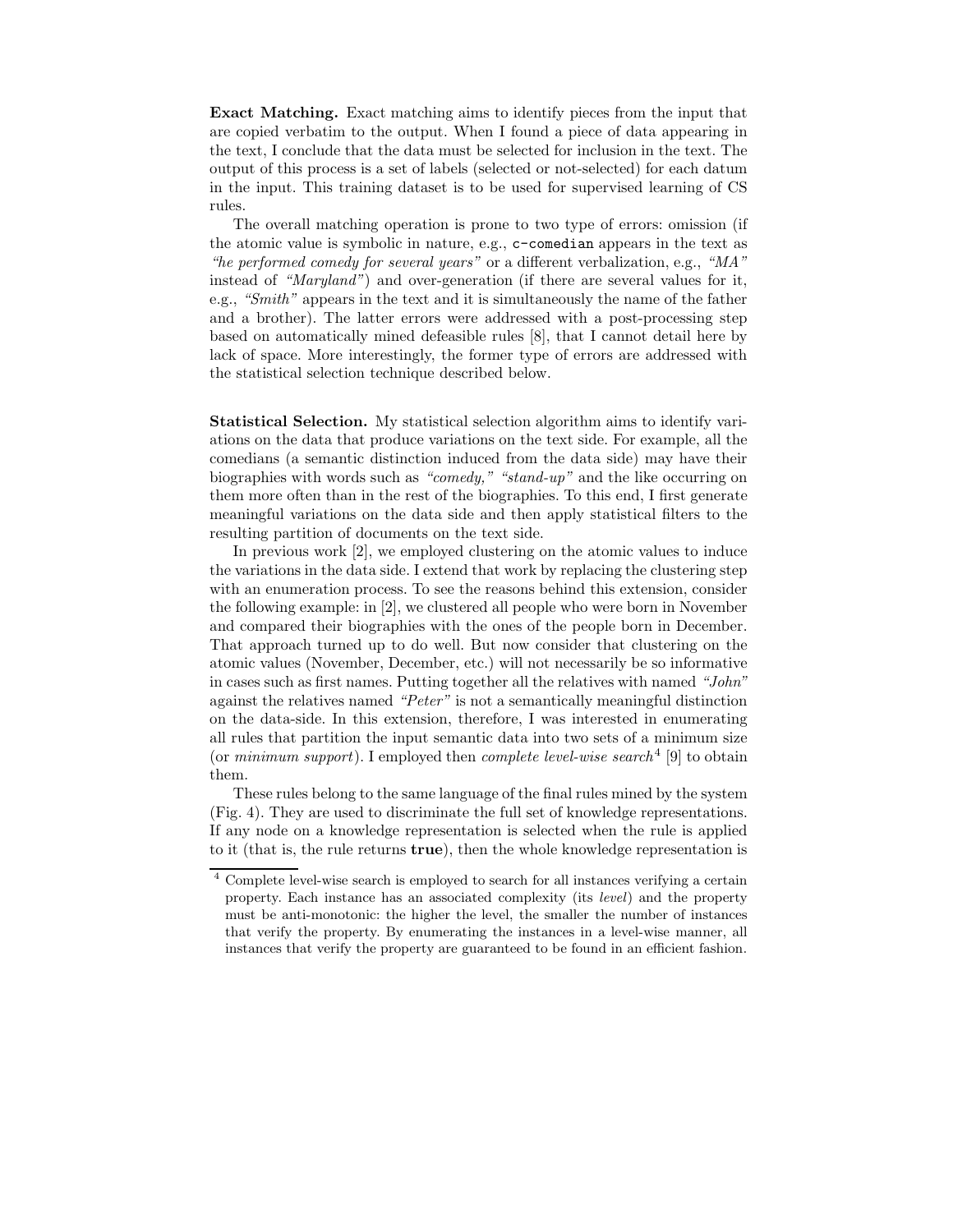**Exact Matching.** Exact matching aims to identify pieces from the input that are copied verbatim to the output. When I found a piece of data appearing in the text, I conclude that the data must be selected for inclusion in the text. The output of this process is a set of labels (selected or not-selected) for each datum in the input. This training dataset is to be used for supervised learning of CS rules.

The overall matching operation is prone to two type of errors: omission (if the atomic value is symbolic in nature, e.g., `c-comedian` appears in the text as *"he performed comedy for several years"* or a different verbalization, e.g., *"MA"* instead of *"Maryland"*) and over-generation (if there are several values for it, e.g., *"Smith"* appears in the text and it is simultaneously the name of the father and a brother). The latter errors were addressed with a post-processing step based on automatically mined defeasible rules [8], that I cannot detail here by lack of space. More interestingly, the former type of errors are addressed with the statistical selection technique described below.

**Statistical Selection.** My statistical selection algorithm aims to identify variations on the data that produce variations on the text side. For example, all the comedians (a semantic distinction induced from the data side) may have their biographies with words such as *"comedy," "stand-up"* and the like occurring on them more often than in the rest of the biographies. To this end, I first generate meaningful variations on the data side and then apply statistical filters to the resulting partition of documents on the text side.

In previous work [2], we employed clustering on the atomic values to induce the variations in the data side. I extend that work by replacing the clustering step with an enumeration process. To see the reasons behind this extension, consider the following example: in [2], we clustered all people who were born in November and compared their biographies with the ones of the people born in December. That approach turned up to do well. But now consider that clustering on the atomic values (November, December, etc.) will not necessarily be so informative in cases such as first names. Putting together all the relatives with named *"John"* against the relatives named *"Peter"* is not a semantically meaningful distinction on the data-side. In this extension, therefore, I was interested in enumerating all rules that partition the input semantic data into two sets of a minimum size (or *minimum support*). I employed then *complete level-wise search*[4] [9] to obtain them.

These rules belong to the same language of the final rules mined by the system (Fig. 4). They are used to discriminate the full set of knowledge representations. If any node on a knowledge representation is selected when the rule is applied to it (that is, the rule returns **true**), then the whole knowledge representation is

[4] Complete level-wise search is employed to search for all instances verifying a certain property. Each instance has an associated complexity (its *level*) and the property must be anti-monotonic: the higher the level, the smaller the number of instances that verify the property. By enumerating the instances in a level-wise manner, all instances that verify the property are guaranteed to be found in an efficient fashion.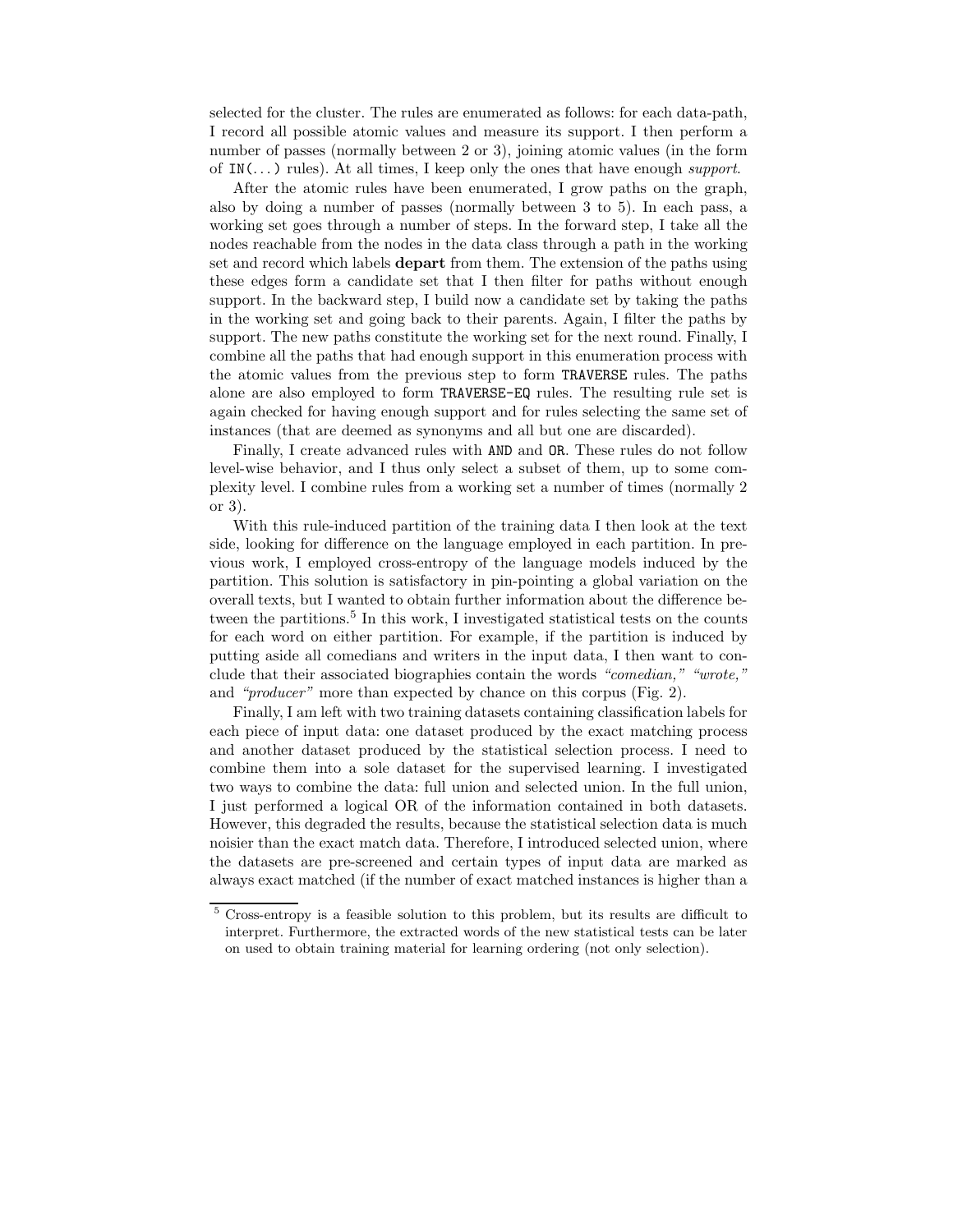selected for the cluster. The rules are enumerated as follows: for each data-path, I record all possible atomic values and measure its support. I then perform a number of passes (normally between 2 or 3), joining atomic values (in the form of `IN(...)` rules). At all times, I keep only the ones that have enough *support*.

After the atomic rules have been enumerated, I grow paths on the graph, also by doing a number of passes (normally between 3 to 5). In each pass, a working set goes through a number of steps. In the forward step, I take all the nodes reachable from the nodes in the data class through a path in the working set and record which labels **depart** from them. The extension of the paths using these edges form a candidate set that I then filter for paths without enough support. In the backward step, I build now a candidate set by taking the paths in the working set and going back to their parents. Again, I filter the paths by support. The new paths constitute the working set for the next round. Finally, I combine all the paths that had enough support in this enumeration process with the atomic values from the previous step to form `TRAVERSE` rules. The paths alone are also employed to form `TRAVERSE-EQ` rules. The resulting rule set is again checked for having enough support and for rules selecting the same set of instances (that are deemed as synonyms and all but one are discarded).

Finally, I create advanced rules with `AND` and `OR`. These rules do not follow level-wise behavior, and I thus only select a subset of them, up to some complexity level. I combine rules from a working set a number of times (normally 2 or 3).

With this rule-induced partition of the training data I then look at the text side, looking for difference on the language employed in each partition. In previous work, I employed cross-entropy of the language models induced by the partition. This solution is satisfactory in pin-pointing a global variation on the overall texts, but I wanted to obtain further information about the difference between the partitions.[5] In this work, I investigated statistical tests on the counts for each word on either partition. For example, if the partition is induced by putting aside all comedians and writers in the input data, I then want to conclude that their associated biographies contain the words *"comedian," "wrote,"* and *"producer"* more than expected by chance on this corpus (Fig. 2).

Finally, I am left with two training datasets containing classification labels for each piece of input data: one dataset produced by the exact matching process and another dataset produced by the statistical selection process. I need to combine them into a sole dataset for the supervised learning. I investigated two ways to combine the data: full union and selected union. In the full union, I just performed a logical OR of the information contained in both datasets. However, this degraded the results, because the statistical selection data is much noisier than the exact match data. Therefore, I introduced selected union, where the datasets are pre-screened and certain types of input data are marked as always exact matched (if the number of exact matched instances is higher than a

---

[5] Cross-entropy is a feasible solution to this problem, but its results are difficult to interpret. Furthermore, the extracted words of the new statistical tests can be later on used to obtain training material for learning ordering (not only selection).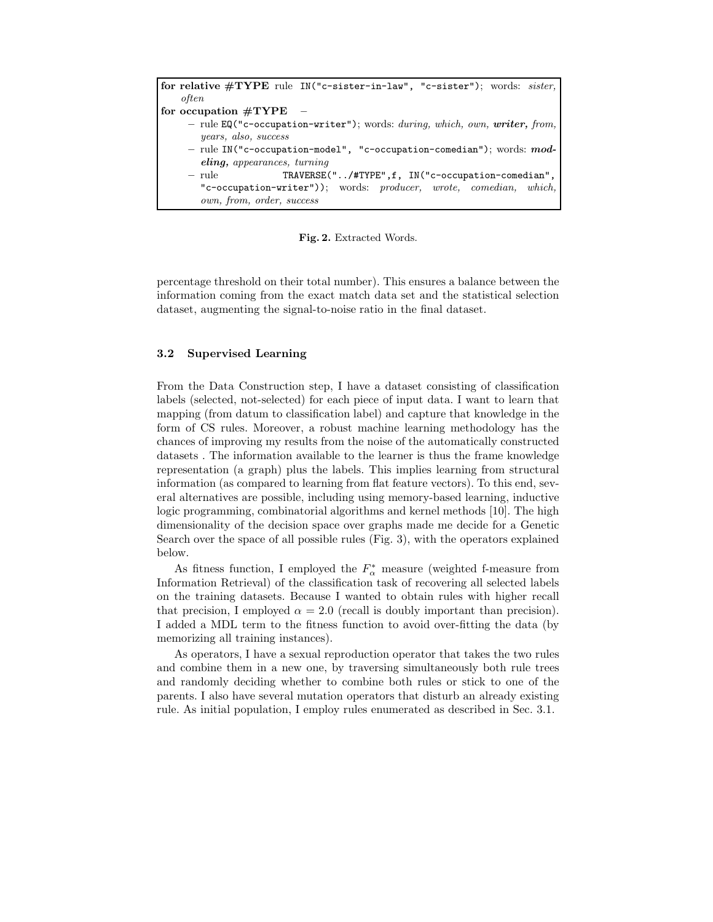**for relative #TYPE** rule `IN("c-sister-in-law", "c-sister")`; words: *sister, often*

**for occupation #TYPE** –

- rule `EQ("c-occupation-writer")`; words: *during, which, own,* ***writer,*** *from, years, also, success*
- rule `IN("c-occupation-model", "c-occupation-comedian")`; words: ***modeling,*** *appearances, turning*
- rule `TRAVERSE("../#TYPE",f, IN("c-occupation-comedian", "c-occupation-writer"))`; words: *producer, wrote, comedian, which, own, from, order, success*

**Fig. 2.** Extracted Words.

percentage threshold on their total number). This ensures a balance between the information coming from the exact match data set and the statistical selection dataset, augmenting the signal-to-noise ratio in the final dataset.

### 3.2 Supervised Learning

From the Data Construction step, I have a dataset consisting of classification labels (selected, not-selected) for each piece of input data. I want to learn that mapping (from datum to classification label) and capture that knowledge in the form of CS rules. Moreover, a robust machine learning methodology has the chances of improving my results from the noise of the automatically constructed datasets . The information available to the learner is thus the frame knowledge representation (a graph) plus the labels. This implies learning from structural information (as compared to learning from flat feature vectors). To this end, several alternatives are possible, including using memory-based learning, inductive logic programming, combinatorial algorithms and kernel methods [10]. The high dimensionality of the decision space over graphs made me decide for a Genetic Search over the space of all possible rules (Fig. 3), with the operators explained below.

As fitness function, I employed the $F^*_\alpha$ measure (weighted f-measure from Information Retrieval) of the classification task of recovering all selected labels on the training datasets. Because I wanted to obtain rules with higher recall that precision, I employed $\alpha = 2.0$ (recall is doubly important than precision). I added a MDL term to the fitness function to avoid over-fitting the data (by memorizing all training instances).

As operators, I have a sexual reproduction operator that takes the two rules and combine them in a new one, by traversing simultaneously both rule trees and randomly deciding whether to combine both rules or stick to one of the parents. I also have several mutation operators that disturb an already existing rule. As initial population, I employ rules enumerated as described in Sec. 3.1.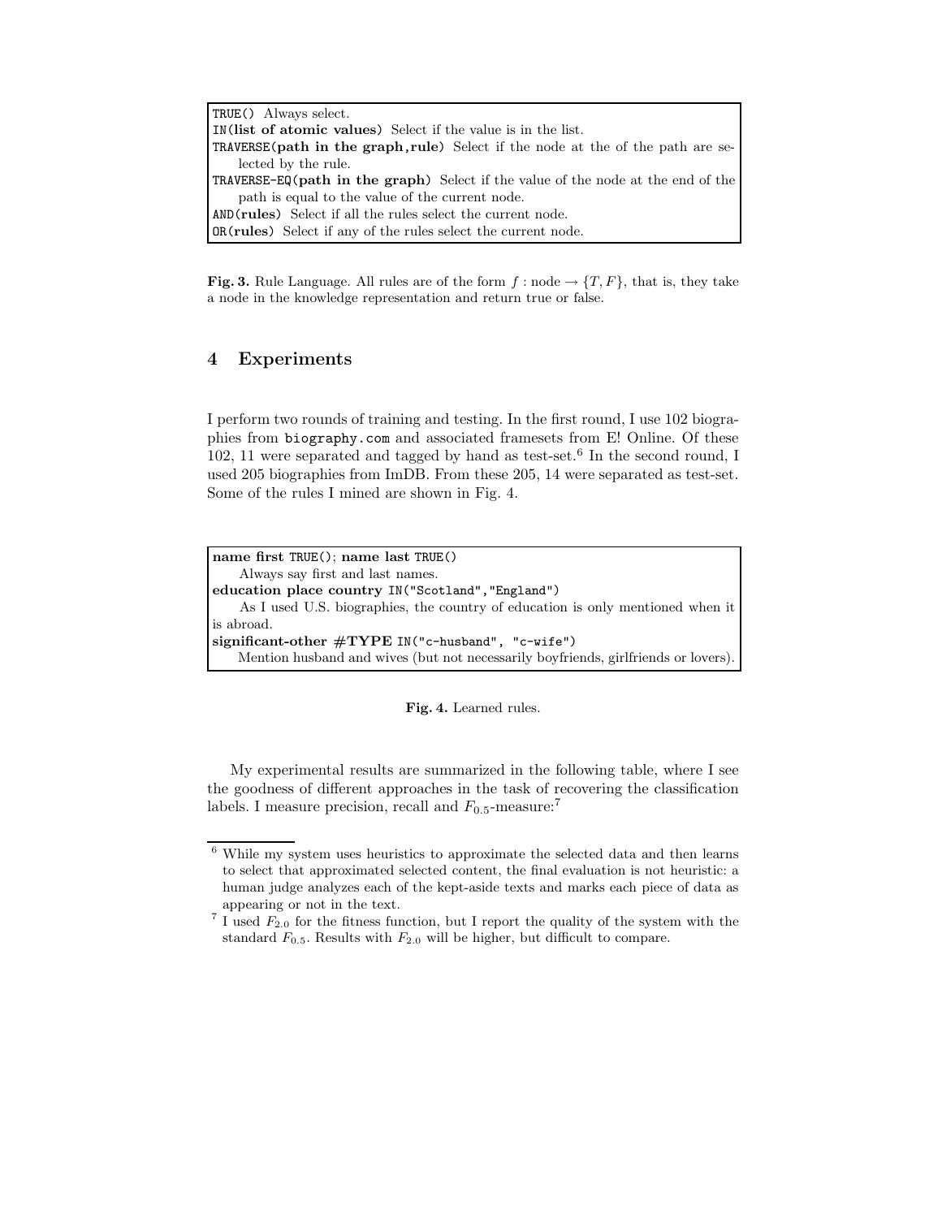`TRUE()` Always select.
`IN`(**list of atomic values**) Select if the value is in the list.
`TRAVERSE`(**path in the graph,rule**) Select if the node at the of the path are selected by the rule.
`TRAVERSE-EQ`(**path in the graph**) Select if the value of the node at the end of the path is equal to the value of the current node.
`AND`(**rules**) Select if all the rules select the current node.
`OR`(**rules**) Select if any of the rules select the current node.

**Fig. 3.** Rule Language. All rules are of the form $f$ : node $\rightarrow \{T, F\}$, that is, they take a node in the knowledge representation and return true or false.

## 4 Experiments

I perform two rounds of training and testing. In the first round, I use 102 biographies from `biography.com` and associated framesets from E! Online. Of these 102, 11 were separated and tagged by hand as test-set.[6] In the second round, I used 205 biographies from ImDB. From these 205, 14 were separated as test-set. Some of the rules I mined are shown in Fig. 4.

**name first** `TRUE()`; **name last** `TRUE()`
Always say first and last names.
**education place country** `IN("Scotland","England")`
As I used U.S. biographies, the country of education is only mentioned when it is abroad.
**significant-other #TYPE** `IN("c-husband", "c-wife")`
Mention husband and wives (but not necessarily boyfriends, girlfriends or lovers).

**Fig. 4.** Learned rules.

My experimental results are summarized in the following table, where I see the goodness of different approaches in the task of recovering the classification labels. I measure precision, recall and $F_{0.5}$-measure:[7]

[6] While my system uses heuristics to approximate the selected data and then learns to select that approximated selected content, the final evaluation is not heuristic: a human judge analyzes each of the kept-aside texts and marks each piece of data as appearing or not in the text.

[7] I used $F_{2.0}$ for the fitness function, but I report the quality of the system with the standard $F_{0.5}$. Results with $F_{2.0}$ will be higher, but difficult to compare.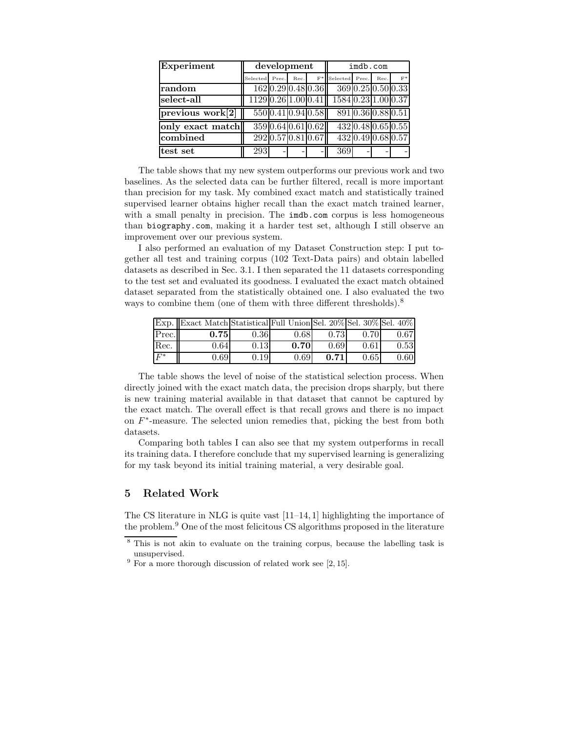| **Experiment** | **development** | | | | imdb.com | | | |
|---|---|---|---|---|---|---|---|---|
| | Selected | Prec. | Rec. | $F^*$ | Selected | Prec. | Rec. | $F^*$ |
| **random** | 162 | 0.29 | 0.48 | 0.36 | 369 | 0.25 | 0.50 | 0.33 |
| **select-all** | 1129 | 0.26 | 1.00 | 0.41 | 1584 | 0.23 | 1.00 | 0.37 |
| **previous work[2]** | 550 | 0.41 | 0.94 | 0.58 | 891 | 0.36 | 0.88 | 0.51 |
| **only exact match** | 359 | 0.64 | 0.61 | 0.62 | 432 | 0.48 | 0.65 | 0.55 |
| **combined** | 292 | 0.57 | 0.81 | 0.67 | 432 | 0.49 | 0.68 | 0.57 |
| **test set** | 293 | - | - | - | 369 | - | - | - |

The table shows that my new system outperforms our previous work and two baselines. As the selected data can be further filtered, recall is more important than precision for my task. My combined exact match and statistically trained supervised learner obtains higher recall than the exact match trained learner, with a small penalty in precision. The imdb.com corpus is less homogeneous than biography.com, making it a harder test set, although I still observe an improvement over our previous system.

I also performed an evaluation of my Dataset Construction step: I put together all test and training corpus (102 Text-Data pairs) and obtain labelled datasets as described in Sec. 3.1. I then separated the 11 datasets corresponding to the test set and evaluated its goodness. I evaluated the exact match obtained dataset separated from the statistically obtained one. I also evaluated the two ways to combine them (one of them with three different thresholds).[8]

| Exp. | Exact Match | Statistical | Full Union | Sel. 20% | Sel. 30% | Sel. 40% |
|---|---|---|---|---|---|---|
| Prec. | **0.75** | 0.36 | 0.68 | 0.73 | 0.70 | 0.67 |
| Rec. | 0.64 | 0.13 | **0.70** | 0.69 | 0.61 | 0.53 |
| $F^*$ | 0.69 | 0.19 | 0.69 | **0.71** | 0.65 | 0.60 |

The table shows the level of noise of the statistical selection process. When directly joined with the exact match data, the precision drops sharply, but there is new training material available in that dataset that cannot be captured by the exact match. The overall effect is that recall grows and there is no impact on $F^*$-measure. The selected union remedies that, picking the best from both datasets.

Comparing both tables I can also see that my system outperforms in recall its training data. I therefore conclude that my supervised learning is generalizing for my task beyond its initial training material, a very desirable goal.

## 5 Related Work

The CS literature in NLG is quite vast [11–14, 1] highlighting the importance of the problem.[9] One of the most felicitous CS algorithms proposed in the literature

---

[8] This is not akin to evaluate on the training corpus, because the labelling task is unsupervised.

[9] For a more thorough discussion of related work see [2, 15].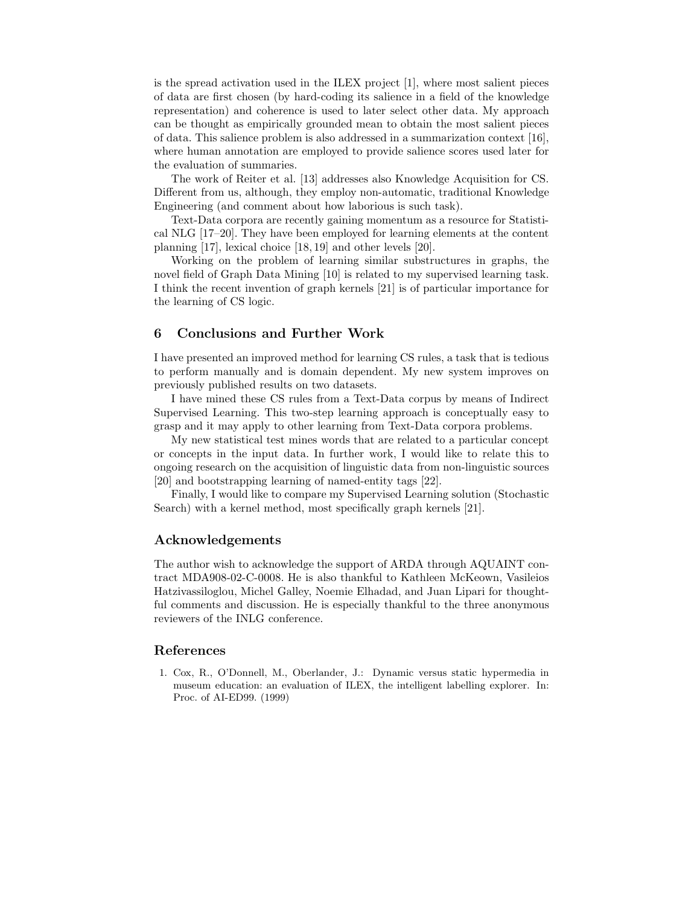is the spread activation used in the ILEX project [1], where most salient pieces of data are first chosen (by hard-coding its salience in a field of the knowledge representation) and coherence is used to later select other data. My approach can be thought as empirically grounded mean to obtain the most salient pieces of data. This salience problem is also addressed in a summarization context [16], where human annotation are employed to provide salience scores used later for the evaluation of summaries.

The work of Reiter et al. [13] addresses also Knowledge Acquisition for CS. Different from us, although, they employ non-automatic, traditional Knowledge Engineering (and comment about how laborious is such task).

Text-Data corpora are recently gaining momentum as a resource for Statistical NLG [17–20]. They have been employed for learning elements at the content planning [17], lexical choice [18, 19] and other levels [20].

Working on the problem of learning similar substructures in graphs, the novel field of Graph Data Mining [10] is related to my supervised learning task. I think the recent invention of graph kernels [21] is of particular importance for the learning of CS logic.

## 6 Conclusions and Further Work

I have presented an improved method for learning CS rules, a task that is tedious to perform manually and is domain dependent. My new system improves on previously published results on two datasets.

I have mined these CS rules from a Text-Data corpus by means of Indirect Supervised Learning. This two-step learning approach is conceptually easy to grasp and it may apply to other learning from Text-Data corpora problems.

My new statistical test mines words that are related to a particular concept or concepts in the input data. In further work, I would like to relate this to ongoing research on the acquisition of linguistic data from non-linguistic sources [20] and bootstrapping learning of named-entity tags [22].

Finally, I would like to compare my Supervised Learning solution (Stochastic Search) with a kernel method, most specifically graph kernels [21].

## Acknowledgements

The author wish to acknowledge the support of ARDA through AQUAINT contract MDA908-02-C-0008. He is also thankful to Kathleen McKeown, Vasileios Hatzivassiloglou, Michel Galley, Noemie Elhadad, and Juan Lipari for thoughtful comments and discussion. He is especially thankful to the three anonymous reviewers of the INLG conference.

## References

1. Cox, R., O'Donnell, M., Oberlander, J.: Dynamic versus static hypermedia in museum education: an evaluation of ILEX, the intelligent labelling explorer. In: Proc. of AI-ED99. (1999)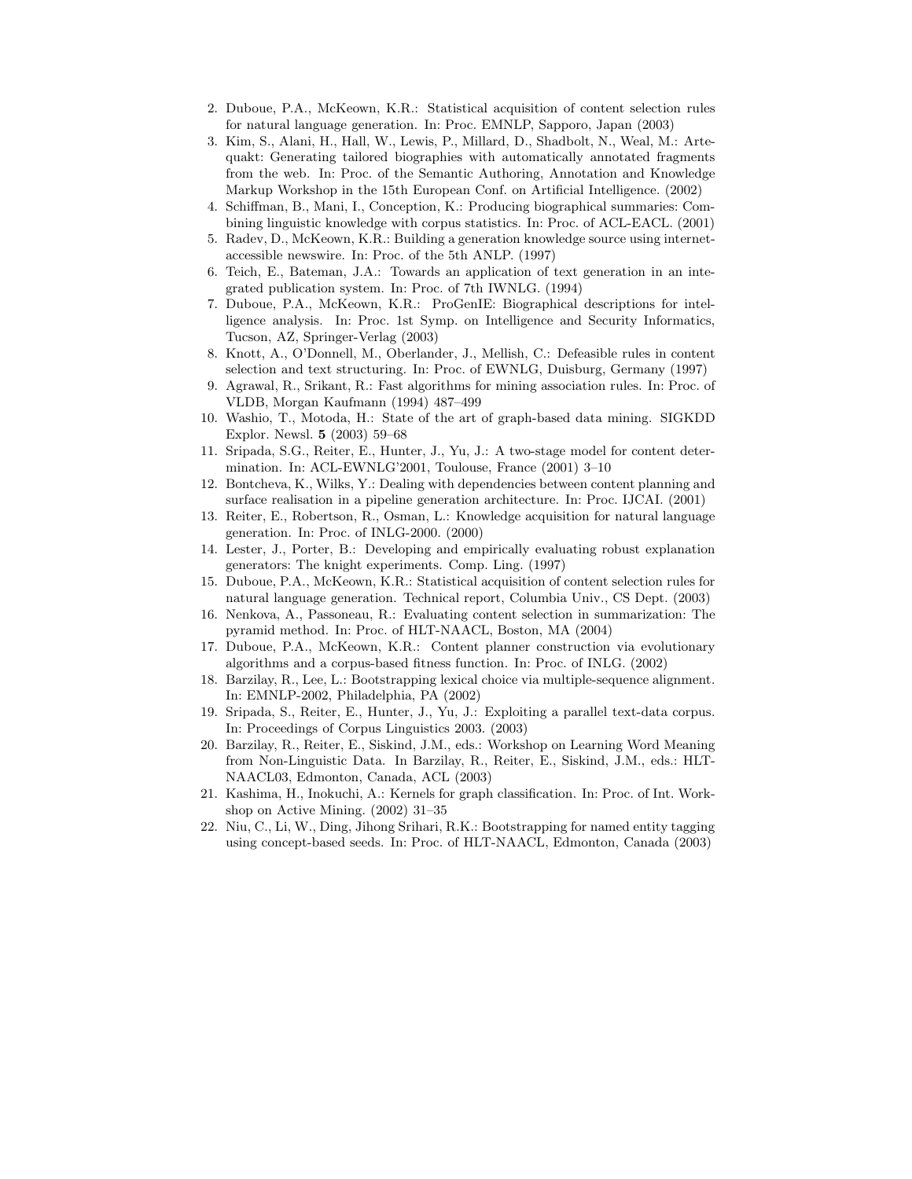2. Duboue, P.A., McKeown, K.R.: Statistical acquisition of content selection rules for natural language generation. In: Proc. EMNLP, Sapporo, Japan (2003)
3. Kim, S., Alani, H., Hall, W., Lewis, P., Millard, D., Shadbolt, N., Weal, M.: Artequakt: Generating tailored biographies with automatically annotated fragments from the web. In: Proc. of the Semantic Authoring, Annotation and Knowledge Markup Workshop in the 15th European Conf. on Artificial Intelligence. (2002)
4. Schiffman, B., Mani, I., Conception, K.: Producing biographical summaries: Combining linguistic knowledge with corpus statistics. In: Proc. of ACL-EACL. (2001)
5. Radev, D., McKeown, K.R.: Building a generation knowledge source using internet-accessible newswire. In: Proc. of the 5th ANLP. (1997)
6. Teich, E., Bateman, J.A.: Towards an application of text generation in an integrated publication system. In: Proc. of 7th IWNLG. (1994)
7. Duboue, P.A., McKeown, K.R.: ProGenIE: Biographical descriptions for intelligence analysis. In: Proc. 1st Symp. on Intelligence and Security Informatics, Tucson, AZ, Springer-Verlag (2003)
8. Knott, A., O'Donnell, M., Oberlander, J., Mellish, C.: Defeasible rules in content selection and text structuring. In: Proc. of EWNLG, Duisburg, Germany (1997)
9. Agrawal, R., Srikant, R.: Fast algorithms for mining association rules. In: Proc. of VLDB, Morgan Kaufmann (1994) 487–499
10. Washio, T., Motoda, H.: State of the art of graph-based data mining. SIGKDD Explor. Newsl. **5** (2003) 59–68
11. Sripada, S.G., Reiter, E., Hunter, J., Yu, J.: A two-stage model for content determination. In: ACL-EWNLG'2001, Toulouse, France (2001) 3–10
12. Bontcheva, K., Wilks, Y.: Dealing with dependencies between content planning and surface realisation in a pipeline generation architecture. In: Proc. IJCAI. (2001)
13. Reiter, E., Robertson, R., Osman, L.: Knowledge acquisition for natural language generation. In: Proc. of INLG-2000. (2000)
14. Lester, J., Porter, B.: Developing and empirically evaluating robust explanation generators: The knight experiments. Comp. Ling. (1997)
15. Duboue, P.A., McKeown, K.R.: Statistical acquisition of content selection rules for natural language generation. Technical report, Columbia Univ., CS Dept. (2003)
16. Nenkova, A., Passoneau, R.: Evaluating content selection in summarization: The pyramid method. In: Proc. of HLT-NAACL, Boston, MA (2004)
17. Duboue, P.A., McKeown, K.R.: Content planner construction via evolutionary algorithms and a corpus-based fitness function. In: Proc. of INLG. (2002)
18. Barzilay, R., Lee, L.: Bootstrapping lexical choice via multiple-sequence alignment. In: EMNLP-2002, Philadelphia, PA (2002)
19. Sripada, S., Reiter, E., Hunter, J., Yu, J.: Exploiting a parallel text-data corpus. In: Proceedings of Corpus Linguistics 2003. (2003)
20. Barzilay, R., Reiter, E., Siskind, J.M., eds.: Workshop on Learning Word Meaning from Non-Linguistic Data. In Barzilay, R., Reiter, E., Siskind, J.M., eds.: HLT-NAACL03, Edmonton, Canada, ACL (2003)
21. Kashima, H., Inokuchi, A.: Kernels for graph classification. In: Proc. of Int. Workshop on Active Mining. (2002) 31–35
22. Niu, C., Li, W., Ding, Jihong Srihari, R.K.: Bootstrapping for named entity tagging using concept-based seeds. In: Proc. of HLT-NAACL, Edmonton, Canada (2003)